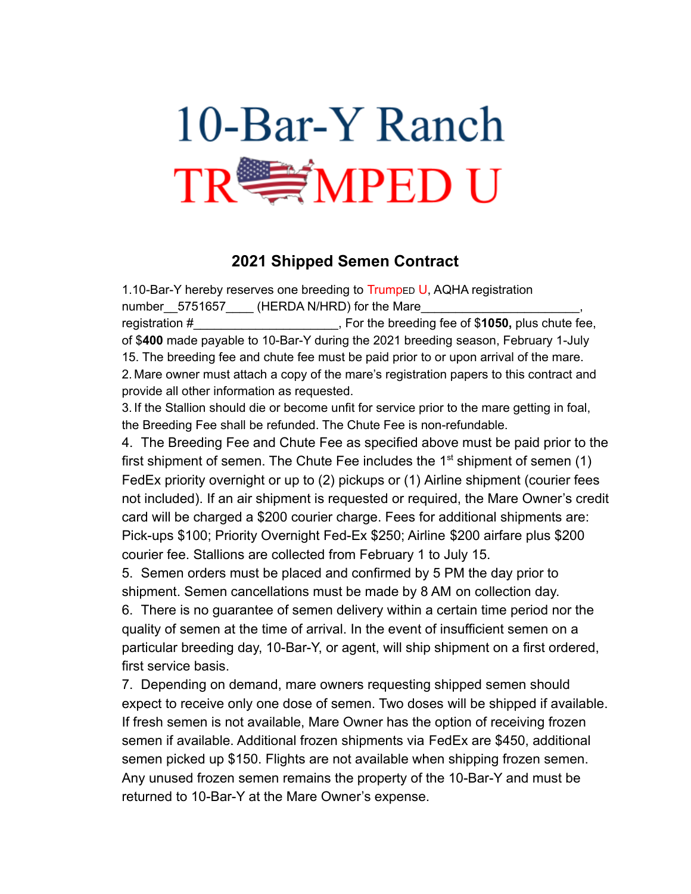# 10-Bar-Y Ranch

# TRUMPED U

## 2021 Shipped Semen Contract

1. 10-Bar-Y hereby reserves one breeding to TrumpED U, AQHA registration number__5751657____ (HERDA N/HRD) for the Mare________________________, registration #_____________________, For the breeding fee of $**1050,** plus chute fee, of $**400** made payable to 10-Bar-Y during the 2021 breeding season, February 1-July 15. The breeding fee and chute fee must be paid prior to or upon arrival of the mare.
2. Mare owner must attach a copy of the mare's registration papers to this contract and provide all other information as requested.
3. If the Stallion should die or become unfit for service prior to the mare getting in foal, the Breeding Fee shall be refunded. The Chute Fee is non-refundable.
4. The Breeding Fee and Chute Fee as specified above must be paid prior to the first shipment of semen. The Chute Fee includes the 1st shipment of semen (1) FedEx priority overnight or up to (2) pickups or (1) Airline shipment (courier fees not included). If an air shipment is requested or required, the Mare Owner's credit card will be charged a $200 courier charge. Fees for additional shipments are: Pick-ups $100; Priority Overnight Fed-Ex $250; Airline $200 airfare plus $200 courier fee. Stallions are collected from February 1 to July 15.
5. Semen orders must be placed and confirmed by 5 PM the day prior to shipment. Semen cancellations must be made by 8 AM on collection day.
6. There is no guarantee of semen delivery within a certain time period nor the quality of semen at the time of arrival. In the event of insufficient semen on a particular breeding day, 10-Bar-Y, or agent, will ship shipment on a first ordered, first service basis.
7. Depending on demand, mare owners requesting shipped semen should expect to receive only one dose of semen. Two doses will be shipped if available. If fresh semen is not available, Mare Owner has the option of receiving frozen semen if available. Additional frozen shipments via FedEx are $450, additional semen picked up $150. Flights are not available when shipping frozen semen. Any unused frozen semen remains the property of the 10-Bar-Y and must be returned to 10-Bar-Y at the Mare Owner's expense.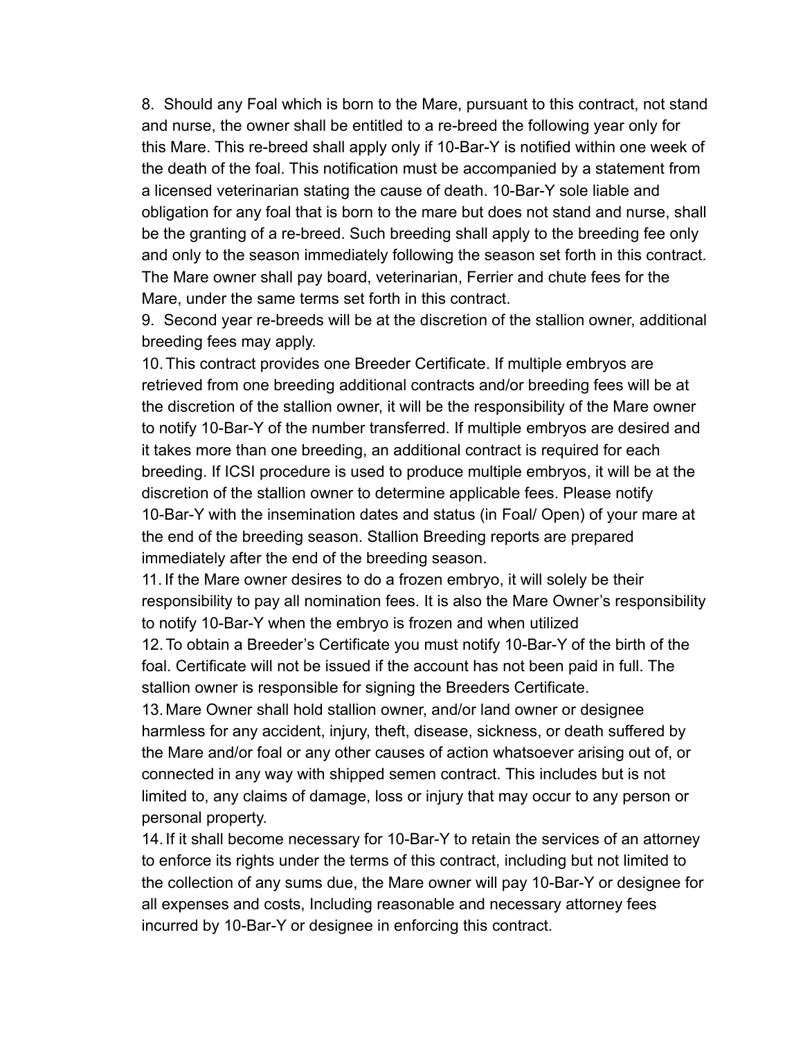8. Should any Foal which is born to the Mare, pursuant to this contract, not stand and nurse, the owner shall be entitled to a re-breed the following year only for this Mare. This re-breed shall apply only if 10-Bar-Y is notified within one week of the death of the foal. This notification must be accompanied by a statement from a licensed veterinarian stating the cause of death. 10-Bar-Y sole liable and obligation for any foal that is born to the mare but does not stand and nurse, shall be the granting of a re-breed. Such breeding shall apply to the breeding fee only and only to the season immediately following the season set forth in this contract. The Mare owner shall pay board, veterinarian, Ferrier and chute fees for the Mare, under the same terms set forth in this contract.

9. Second year re-breeds will be at the discretion of the stallion owner, additional breeding fees may apply.

10. This contract provides one Breeder Certificate. If multiple embryos are retrieved from one breeding additional contracts and/or breeding fees will be at the discretion of the stallion owner, it will be the responsibility of the Mare owner to notify 10-Bar-Y of the number transferred. If multiple embryos are desired and it takes more than one breeding, an additional contract is required for each breeding. If ICSI procedure is used to produce multiple embryos, it will be at the discretion of the stallion owner to determine applicable fees. Please notify 10-Bar-Y with the insemination dates and status (in Foal/ Open) of your mare at the end of the breeding season. Stallion Breeding reports are prepared immediately after the end of the breeding season.

11. If the Mare owner desires to do a frozen embryo, it will solely be their responsibility to pay all nomination fees. It is also the Mare Owner's responsibility to notify 10-Bar-Y when the embryo is frozen and when utilized

12. To obtain a Breeder's Certificate you must notify 10-Bar-Y of the birth of the foal. Certificate will not be issued if the account has not been paid in full. The stallion owner is responsible for signing the Breeders Certificate.

13. Mare Owner shall hold stallion owner, and/or land owner or designee harmless for any accident, injury, theft, disease, sickness, or death suffered by the Mare and/or foal or any other causes of action whatsoever arising out of, or connected in any way with shipped semen contract. This includes but is not limited to, any claims of damage, loss or injury that may occur to any person or personal property.

14. If it shall become necessary for 10-Bar-Y to retain the services of an attorney to enforce its rights under the terms of this contract, including but not limited to the collection of any sums due, the Mare owner will pay 10-Bar-Y or designee for all expenses and costs, Including reasonable and necessary attorney fees incurred by 10-Bar-Y or designee in enforcing this contract.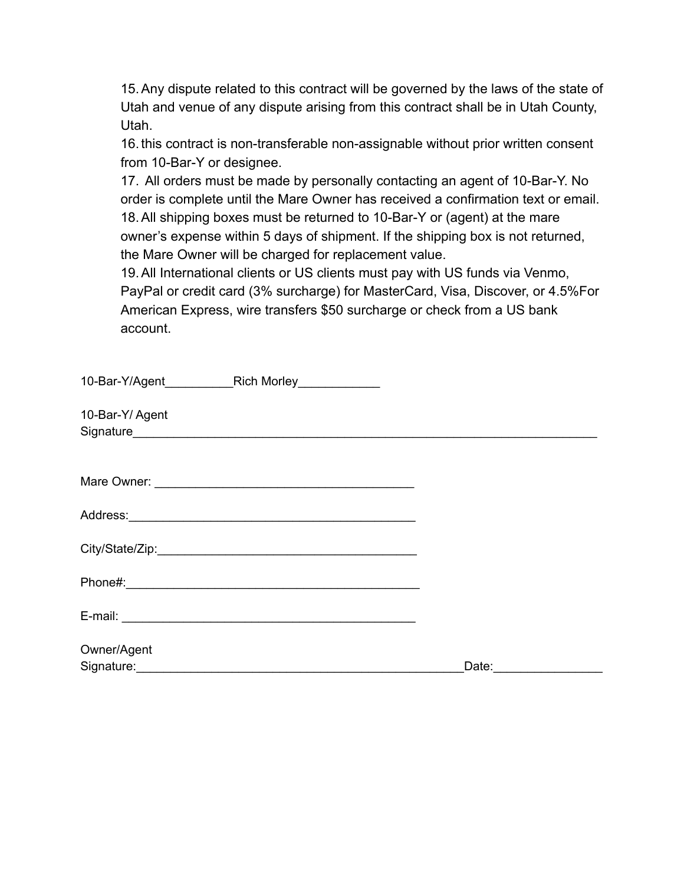15. Any dispute related to this contract will be governed by the laws of the state of Utah and venue of any dispute arising from this contract shall be in Utah County, Utah.
16. this contract is non-transferable non-assignable without prior written consent from 10-Bar-Y or designee.
17. All orders must be made by personally contacting an agent of 10-Bar-Y. No order is complete until the Mare Owner has received a confirmation text or email.
18. All shipping boxes must be returned to 10-Bar-Y or (agent) at the mare owner's expense within 5 days of shipment. If the shipping box is not returned, the Mare Owner will be charged for replacement value.
19. All International clients or US clients must pay with US funds via Venmo, PayPal or credit card (3% surcharge) for MasterCard, Visa, Discover, or 4.5%For American Express, wire transfers $50 surcharge or check from a US bank account.

10-Bar-Y/Agent__________Rich Morley____________

10-Bar-Y/ Agent
Signature_______________________________________________________________________

Mare Owner: ______________________________________

Address:__________________________________________

City/State/Zip:_____________________________________

Phone#:___________________________________________

E-mail: ___________________________________________

Owner/Agent
Signature:_________________________________________________Date:________________